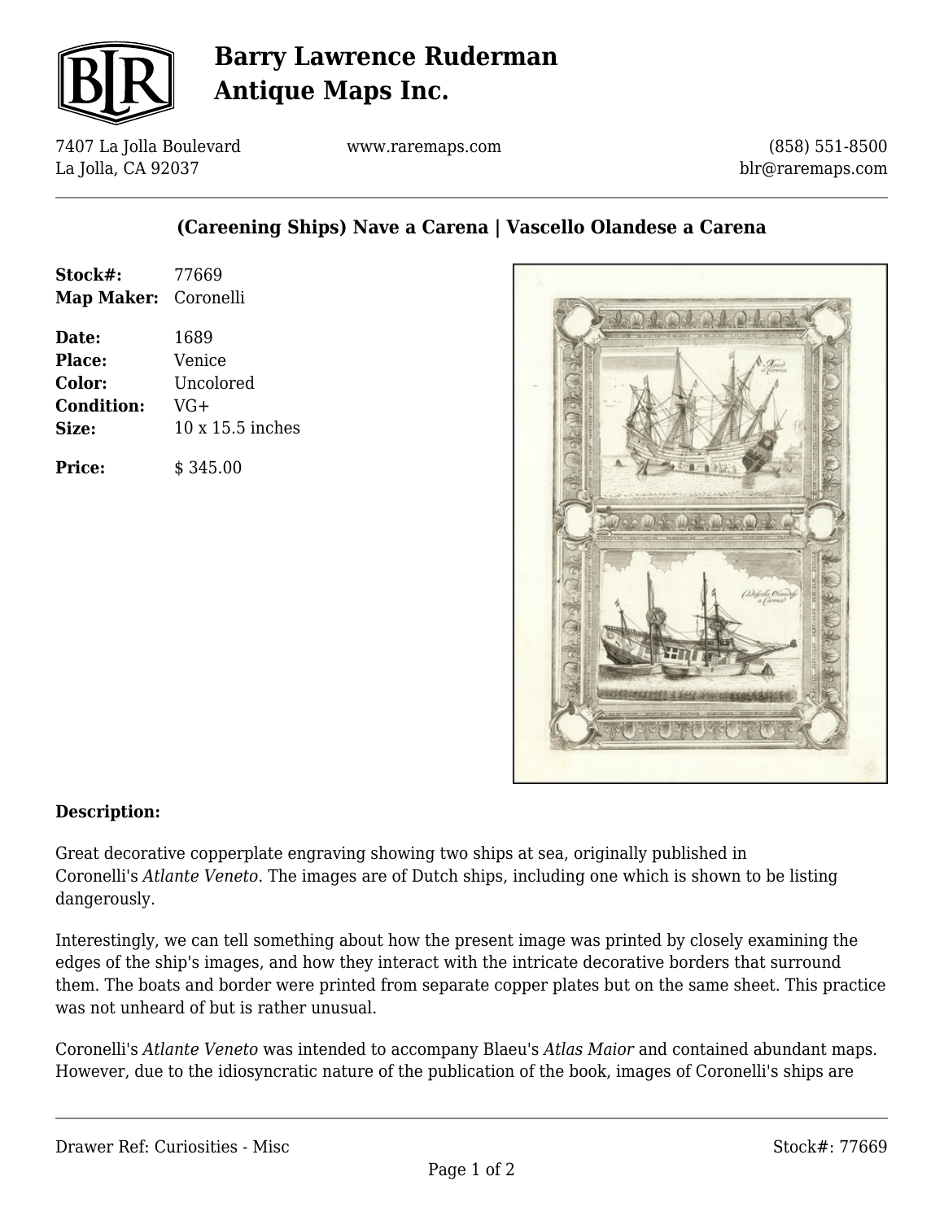# Barry Lawrence Ruderman Antique Maps Inc.

7407 La Jolla Boulevard
La Jolla, CA 92037

www.raremaps.com

(858) 551-8500
blr@raremaps.com

## (Careening Ships) Nave a Carena | Vascello Olandese a Carena

**Stock#:** 77669
**Map Maker:** Coronelli

**Date:** 1689
**Place:** Venice
**Color:** Uncolored
**Condition:** VG+
**Size:** 10 x 15.5 inches

**Price:** $ 345.00

**Description:**

Great decorative copperplate engraving showing two ships at sea, originally published in Coronelli's *Atlante Veneto*. The images are of Dutch ships, including one which is shown to be listing dangerously.

Interestingly, we can tell something about how the present image was printed by closely examining the edges of the ship's images, and how they interact with the intricate decorative borders that surround them. The boats and border were printed from separate copper plates but on the same sheet. This practice was not unheard of but is rather unusual.

Coronelli's *Atlante Veneto* was intended to accompany Blaeu's *Atlas Maior* and contained abundant maps. However, due to the idiosyncratic nature of the publication of the book, images of Coronelli's ships are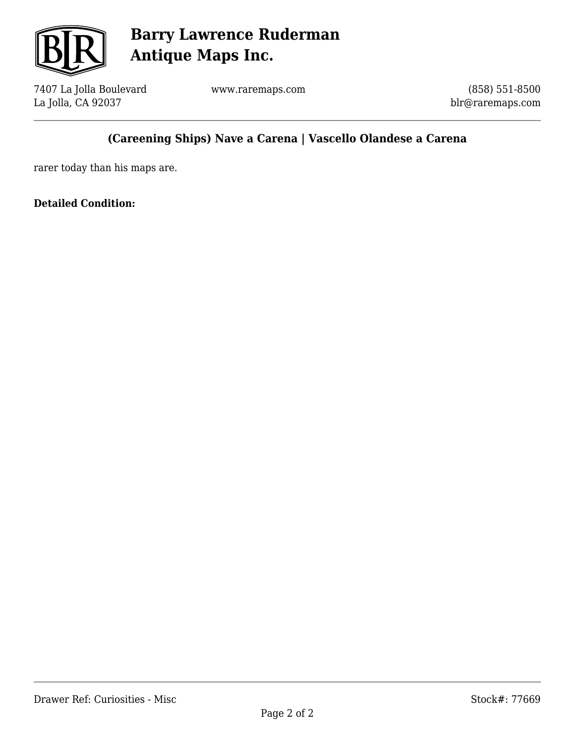rarer today than his maps are.

**Detailed Condition:**